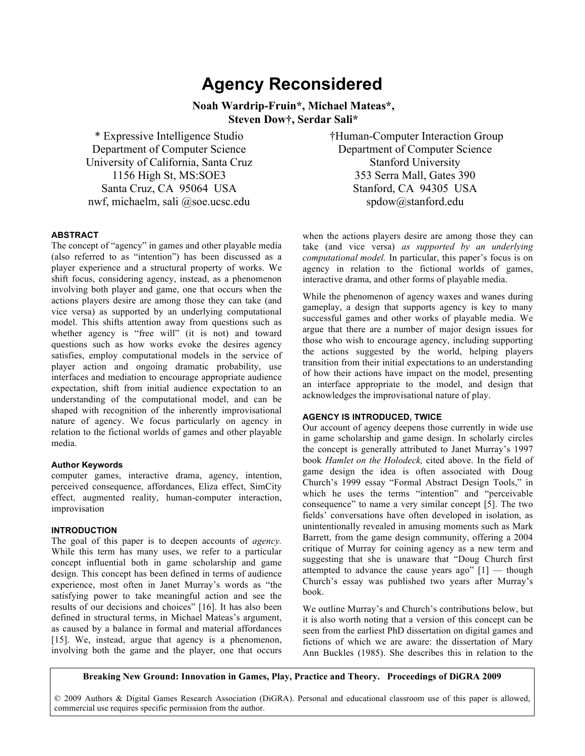# Agency Reconsidered

**Noah Wardrip-Fruin\*, Michael Mateas\*, Steven Dow†, Serdar Sali\***

\* Expressive Intelligence Studio
Department of Computer Science
University of California, Santa Cruz
1156 High St, MS:SOE3
Santa Cruz, CA 95064 USA
nwf, michaelm, sali @soe.ucsc.edu

†Human-Computer Interaction Group
Department of Computer Science
Stanford University
353 Serra Mall, Gates 390
Stanford, CA 94305 USA
spdow@stanford.edu

### ABSTRACT

The concept of "agency" in games and other playable media (also referred to as "intention") has been discussed as a player experience and a structural property of works. We shift focus, considering agency, instead, as a phenomenon involving both player and game, one that occurs when the actions players desire are among those they can take (and vice versa) as supported by an underlying computational model. This shifts attention away from questions such as whether agency is "free will" (it is not) and toward questions such as how works evoke the desires agency satisfies, employ computational models in the service of player action and ongoing dramatic probability, use interfaces and mediation to encourage appropriate audience expectation, shift from initial audience expectation to an understanding of the computational model, and can be shaped with recognition of the inherently improvisational nature of agency. We focus particularly on agency in relation to the fictional worlds of games and other playable media.

#### Author Keywords

computer games, interactive drama, agency, intention, perceived consequence, affordances, Eliza effect, SimCity effect, augmented reality, human-computer interaction, improvisation

### INTRODUCTION

The goal of this paper is to deepen accounts of *agency.* While this term has many uses, we refer to a particular concept influential both in game scholarship and game design. This concept has been defined in terms of audience experience, most often in Janet Murray's words as "the satisfying power to take meaningful action and see the results of our decisions and choices" [16]. It has also been defined in structural terms, in Michael Mateas's argument, as caused by a balance in formal and material affordances [15]. We, instead, argue that agency is a phenomenon, involving both the game and the player, one that occurs when the actions players desire are among those they can take (and vice versa) *as supported by an underlying computational model.* In particular, this paper's focus is on agency in relation to the fictional worlds of games, interactive drama, and other forms of playable media.

While the phenomenon of agency waxes and wanes during gameplay, a design that supports agency is key to many successful games and other works of playable media. We argue that there are a number of major design issues for those who wish to encourage agency, including supporting the actions suggested by the world, helping players transition from their initial expectations to an understanding of how their actions have impact on the model, presenting an interface appropriate to the model, and design that acknowledges the improvisational nature of play.

### AGENCY IS INTRODUCED, TWICE

Our account of agency deepens those currently in wide use in game scholarship and game design. In scholarly circles the concept is generally attributed to Janet Murray's 1997 book *Hamlet on the Holodeck,* cited above. In the field of game design the idea is often associated with Doug Church's 1999 essay "Formal Abstract Design Tools," in which he uses the terms "intention" and "perceivable consequence" to name a very similar concept [5]. The two fields' conversations have often developed in isolation, as unintentionally revealed in amusing moments such as Mark Barrett, from the game design community, offering a 2004 critique of Murray for coining agency as a new term and suggesting that she is unaware that "Doug Church first attempted to advance the cause years ago" [1] — though Church's essay was published two years after Murray's book.

We outline Murray's and Church's contributions below, but it is also worth noting that a version of this concept can be seen from the earliest PhD dissertation on digital games and fictions of which we are aware: the dissertation of Mary Ann Buckles (1985). She describes this in relation to the

**Breaking New Ground: Innovation in Games, Play, Practice and Theory. Proceedings of DiGRA 2009**

© 2009 Authors & Digital Games Research Association (DiGRA). Personal and educational classroom use of this paper is allowed, commercial use requires specific permission from the author.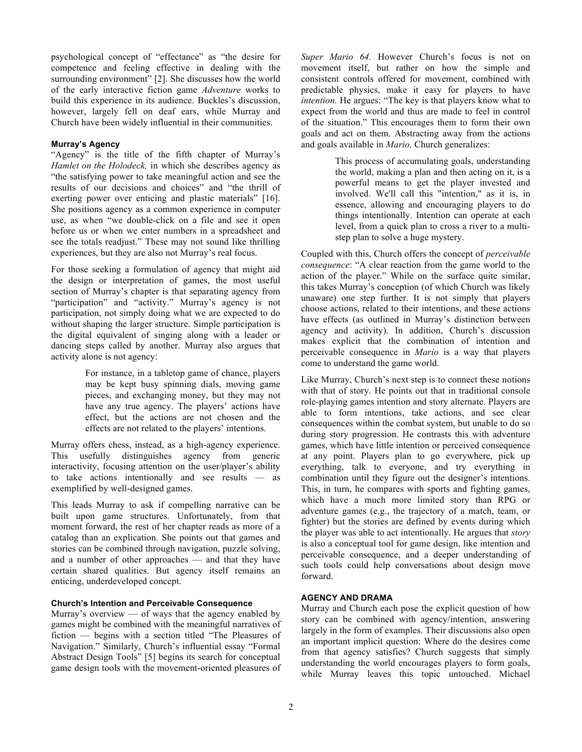psychological concept of "effectance" as "the desire for competence and feeling effective in dealing with the surrounding environment" [2]. She discusses how the world of the early interactive fiction game *Adventure* works to build this experience in its audience. Buckles's discussion, however, largely fell on deaf ears, while Murray and Church have been widely influential in their communities.

#### Murray's Agency

"Agency" is the title of the fifth chapter of Murray's *Hamlet on the Holodeck,* in which she describes agency as "the satisfying power to take meaningful action and see the results of our decisions and choices" and "the thrill of exerting power over enticing and plastic materials" [16]. She positions agency as a common experience in computer use, as when "we double-click on a file and see it open before us or when we enter numbers in a spreadsheet and see the totals readjust." These may not sound like thrilling experiences, but they are also not Murray's real focus.

For those seeking a formulation of agency that might aid the design or interpretation of games, the most useful section of Murray's chapter is that separating agency from "participation" and "activity." Murray's agency is not participation, not simply doing what we are expected to do without shaping the larger structure. Simple participation is the digital equivalent of singing along with a leader or dancing steps called by another. Murray also argues that activity alone is not agency:

> For instance, in a tabletop game of chance, players may be kept busy spinning dials, moving game pieces, and exchanging money, but they may not have any true agency. The players' actions have effect, but the actions are not chosen and the effects are not related to the players' intentions.

Murray offers chess, instead, as a high-agency experience. This usefully distinguishes agency from generic interactivity, focusing attention on the user/player's ability to take actions intentionally and see results — as exemplified by well-designed games.

This leads Murray to ask if compelling narrative can be built upon game structures. Unfortunately, from that moment forward, the rest of her chapter reads as more of a catalog than an explication. She points out that games and stories can be combined through navigation, puzzle solving, and a number of other approaches — and that they have certain shared qualities. But agency itself remains an enticing, underdeveloped concept.

#### Church's Intention and Perceivable Consequence

Murray's overview — of ways that the agency enabled by games might be combined with the meaningful narratives of fiction — begins with a section titled "The Pleasures of Navigation." Similarly, Church's influential essay "Formal Abstract Design Tools" [5] begins its search for conceptual game design tools with the movement-oriented pleasures of *Super Mario 64.* However Church's focus is not on movement itself, but rather on how the simple and consistent controls offered for movement, combined with predictable physics, make it easy for players to have *intention.* He argues: "The key is that players know what to expect from the world and thus are made to feel in control of the situation." This encourages them to form their own goals and act on them. Abstracting away from the actions and goals available in *Mario,* Church generalizes:

> This process of accumulating goals, understanding the world, making a plan and then acting on it, is a powerful means to get the player invested and involved. We'll call this "intention," as it is, in essence, allowing and encouraging players to do things intentionally. Intention can operate at each level, from a quick plan to cross a river to a multi-step plan to solve a huge mystery.

Coupled with this, Church offers the concept of *perceivable consequence*: "A clear reaction from the game world to the action of the player." While on the surface quite similar, this takes Murray's conception (of which Church was likely unaware) one step further. It is not simply that players choose actions, related to their intentions, and these actions have effects (as outlined in Murray's distinction between agency and activity). In addition, Church's discussion makes explicit that the combination of intention and perceivable consequence in *Mario* is a way that players come to understand the game world.

Like Murray, Church's next step is to connect these notions with that of story. He points out that in traditional console role-playing games intention and story alternate. Players are able to form intentions, take actions, and see clear consequences within the combat system, but unable to do so during story progression. He contrasts this with adventure games, which have little intention or perceived consequence at any point. Players plan to go everywhere, pick up everything, talk to everyone, and try everything in combination until they figure out the designer's intentions. This, in turn, he compares with sports and fighting games, which have a much more limited story than RPG or adventure games (e.g., the trajectory of a match, team, or fighter) but the stories are defined by events during which the player was able to act intentionally. He argues that *story* is also a conceptual tool for game design, like intention and perceivable consequence, and a deeper understanding of such tools could help conversations about design move forward.

### AGENCY AND DRAMA

Murray and Church each pose the explicit question of how story can be combined with agency/intention, answering largely in the form of examples. Their discussions also open an important implicit question: Where do the desires come from that agency satisfies? Church suggests that simply understanding the world encourages players to form goals, while Murray leaves this topic untouched. Michael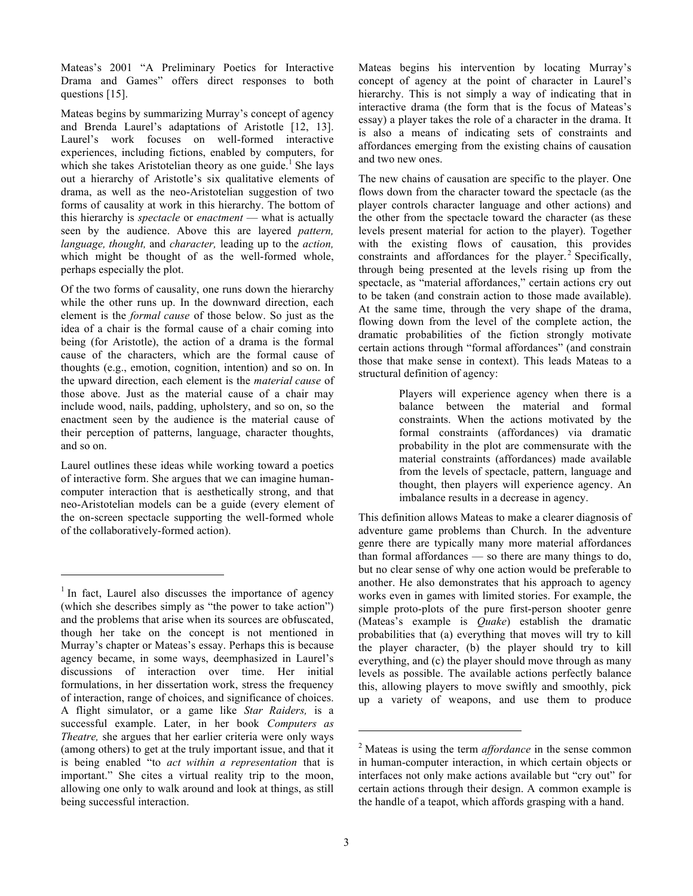Mateas's 2001 "A Preliminary Poetics for Interactive Drama and Games" offers direct responses to both questions [15].

Mateas begins by summarizing Murray's concept of agency and Brenda Laurel's adaptations of Aristotle [12, 13]. Laurel's work focuses on well-formed interactive experiences, including fictions, enabled by computers, for which she takes Aristotelian theory as one guide.[1] She lays out a hierarchy of Aristotle's six qualitative elements of drama, as well as the neo-Aristotelian suggestion of two forms of causality at work in this hierarchy. The bottom of this hierarchy is *spectacle* or *enactment* — what is actually seen by the audience. Above this are layered *pattern, language, thought,* and *character,* leading up to the *action,* which might be thought of as the well-formed whole, perhaps especially the plot.

Of the two forms of causality, one runs down the hierarchy while the other runs up. In the downward direction, each element is the *formal cause* of those below. So just as the idea of a chair is the formal cause of a chair coming into being (for Aristotle), the action of a drama is the formal cause of the characters, which are the formal cause of thoughts (e.g., emotion, cognition, intention) and so on. In the upward direction, each element is the *material cause* of those above. Just as the material cause of a chair may include wood, nails, padding, upholstery, and so on, so the enactment seen by the audience is the material cause of their perception of patterns, language, character thoughts, and so on.

Laurel outlines these ideas while working toward a poetics of interactive form. She argues that we can imagine human-computer interaction that is aesthetically strong, and that neo-Aristotelian models can be a guide (every element of the on-screen spectacle supporting the well-formed whole of the collaboratively-formed action).

Mateas begins his intervention by locating Murray's concept of agency at the point of character in Laurel's hierarchy. This is not simply a way of indicating that in interactive drama (the form that is the focus of Mateas's essay) a player takes the role of a character in the drama. It is also a means of indicating sets of constraints and affordances emerging from the existing chains of causation and two new ones.

The new chains of causation are specific to the player. One flows down from the character toward the spectacle (as the player controls character language and other actions) and the other from the spectacle toward the character (as these levels present material for action to the player). Together with the existing flows of causation, this provides constraints and affordances for the player.[2] Specifically, through being presented at the levels rising up from the spectacle, as "material affordances," certain actions cry out to be taken (and constrain action to those made available). At the same time, through the very shape of the drama, flowing down from the level of the complete action, the dramatic probabilities of the fiction strongly motivate certain actions through "formal affordances" (and constrain those that make sense in context). This leads Mateas to a structural definition of agency:

> Players will experience agency when there is a balance between the material and formal constraints. When the actions motivated by the formal constraints (affordances) via dramatic probability in the plot are commensurate with the material constraints (affordances) made available from the levels of spectacle, pattern, language and thought, then players will experience agency. An imbalance results in a decrease in agency.

This definition allows Mateas to make a clearer diagnosis of adventure game problems than Church. In the adventure genre there are typically many more material affordances than formal affordances — so there are many things to do, but no clear sense of why one action would be preferable to another. He also demonstrates that his approach to agency works even in games with limited stories. For example, the simple proto-plots of the pure first-person shooter genre (Mateas's example is *Quake*) establish the dramatic probabilities that (a) everything that moves will try to kill the player character, (b) the player should try to kill everything, and (c) the player should move through as many levels as possible. The available actions perfectly balance this, allowing players to move swiftly and smoothly, pick up a variety of weapons, and use them to produce

---

[1] In fact, Laurel also discusses the importance of agency (which she describes simply as "the power to take action") and the problems that arise when its sources are obfuscated, though her take on the concept is not mentioned in Murray's chapter or Mateas's essay. Perhaps this is because agency became, in some ways, deemphasized in Laurel's discussions of interaction over time. Her initial formulations, in her dissertation work, stress the frequency of interaction, range of choices, and significance of choices. A flight simulator, or a game like *Star Raiders,* is a successful example. Later, in her book *Computers as Theatre,* she argues that her earlier criteria were only ways (among others) to get at the truly important issue, and that it is being enabled "to *act within a representation* that is important." She cites a virtual reality trip to the moon, allowing one only to walk around and look at things, as still being successful interaction.

[2] Mateas is using the term *affordance* in the sense common in human-computer interaction, in which certain objects or interfaces not only make actions available but "cry out" for certain actions through their design. A common example is the handle of a teapot, which affords grasping with a hand.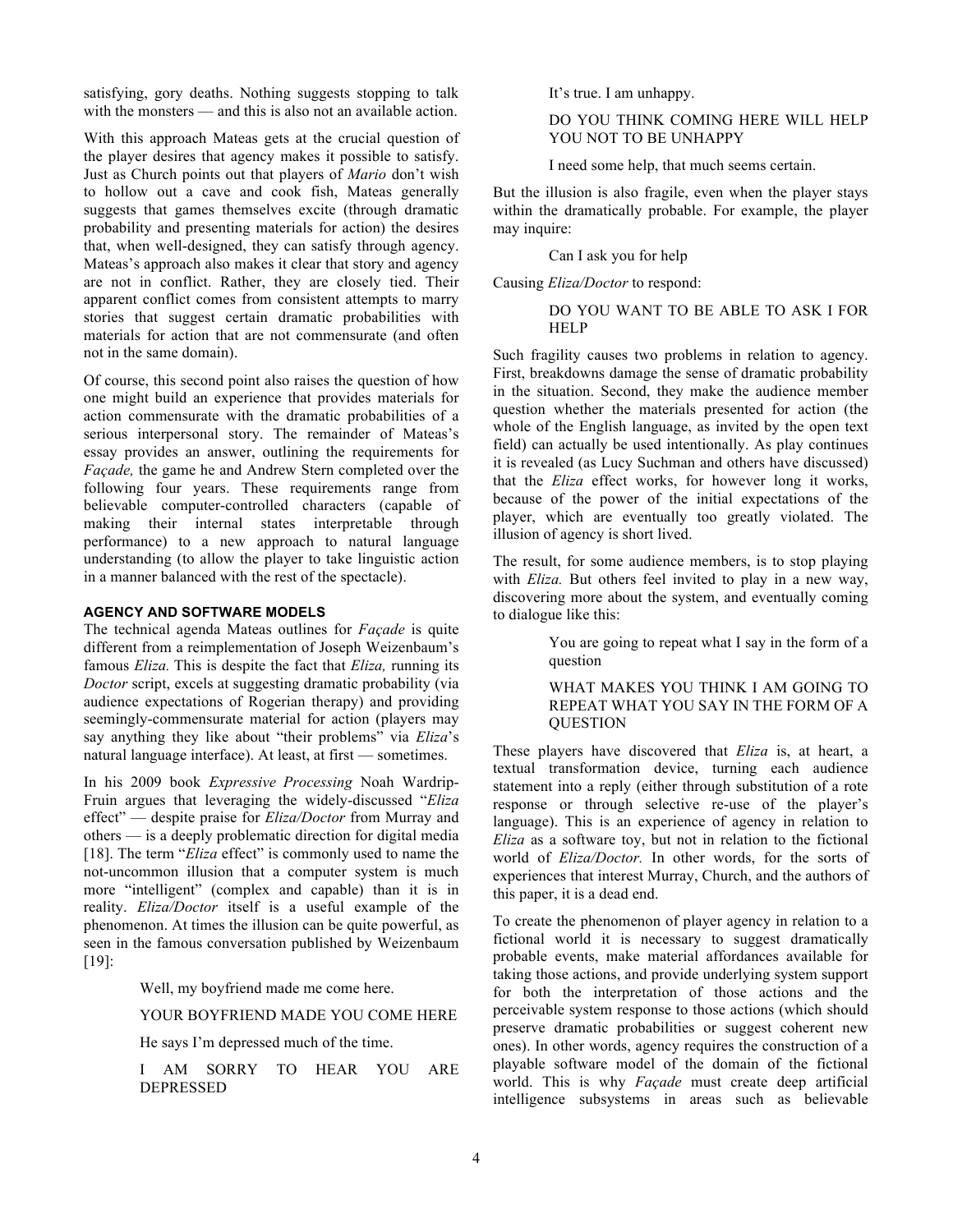satisfying, gory deaths. Nothing suggests stopping to talk with the monsters — and this is also not an available action.

With this approach Mateas gets at the crucial question of the player desires that agency makes it possible to satisfy. Just as Church points out that players of *Mario* don't wish to hollow out a cave and cook fish, Mateas generally suggests that games themselves excite (through dramatic probability and presenting materials for action) the desires that, when well-designed, they can satisfy through agency. Mateas's approach also makes it clear that story and agency are not in conflict. Rather, they are closely tied. Their apparent conflict comes from consistent attempts to marry stories that suggest certain dramatic probabilities with materials for action that are not commensurate (and often not in the same domain).

Of course, this second point also raises the question of how one might build an experience that provides materials for action commensurate with the dramatic probabilities of a serious interpersonal story. The remainder of Mateas's essay provides an answer, outlining the requirements for *Façade,* the game he and Andrew Stern completed over the following four years. These requirements range from believable computer-controlled characters (capable of making their internal states interpretable through performance) to a new approach to natural language understanding (to allow the player to take linguistic action in a manner balanced with the rest of the spectacle).

## AGENCY AND SOFTWARE MODELS

The technical agenda Mateas outlines for *Façade* is quite different from a reimplementation of Joseph Weizenbaum's famous *Eliza.* This is despite the fact that *Eliza,* running its *Doctor* script, excels at suggesting dramatic probability (via audience expectations of Rogerian therapy) and providing seemingly-commensurate material for action (players may say anything they like about "their problems" via *Eliza*'s natural language interface). At least, at first — sometimes.

In his 2009 book *Expressive Processing* Noah Wardrip-Fruin argues that leveraging the widely-discussed "*Eliza* effect" — despite praise for *Eliza/Doctor* from Murray and others — is a deeply problematic direction for digital media [18]. The term "*Eliza* effect" is commonly used to name the not-uncommon illusion that a computer system is much more "intelligent" (complex and capable) than it is in reality. *Eliza/Doctor* itself is a useful example of the phenomenon. At times the illusion can be quite powerful, as seen in the famous conversation published by Weizenbaum [19]:

> Well, my boyfriend made me come here.
>
> YOUR BOYFRIEND MADE YOU COME HERE
>
> He says I'm depressed much of the time.
>
> I AM SORRY TO HEAR YOU ARE DEPRESSED
>
> It's true. I am unhappy.
>
> DO YOU THINK COMING HERE WILL HELP YOU NOT TO BE UNHAPPY
>
> I need some help, that much seems certain.

But the illusion is also fragile, even when the player stays within the dramatically probable. For example, the player may inquire:

> Can I ask you for help

Causing *Eliza/Doctor* to respond:

> DO YOU WANT TO BE ABLE TO ASK I FOR HELP

Such fragility causes two problems in relation to agency. First, breakdowns damage the sense of dramatic probability in the situation. Second, they make the audience member question whether the materials presented for action (the whole of the English language, as invited by the open text field) can actually be used intentionally. As play continues it is revealed (as Lucy Suchman and others have discussed) that the *Eliza* effect works, for however long it works, because of the power of the initial expectations of the player, which are eventually too greatly violated. The illusion of agency is short lived.

The result, for some audience members, is to stop playing with *Eliza.* But others feel invited to play in a new way, discovering more about the system, and eventually coming to dialogue like this:

> You are going to repeat what I say in the form of a question
>
> WHAT MAKES YOU THINK I AM GOING TO REPEAT WHAT YOU SAY IN THE FORM OF A QUESTION

These players have discovered that *Eliza* is, at heart, a textual transformation device, turning each audience statement into a reply (either through substitution of a rote response or through selective re-use of the player's language). This is an experience of agency in relation to *Eliza* as a software toy, but not in relation to the fictional world of *Eliza/Doctor.* In other words, for the sorts of experiences that interest Murray, Church, and the authors of this paper, it is a dead end.

To create the phenomenon of player agency in relation to a fictional world it is necessary to suggest dramatically probable events, make material affordances available for taking those actions, and provide underlying system support for both the interpretation of those actions and the perceivable system response to those actions (which should preserve dramatic probabilities or suggest coherent new ones). In other words, agency requires the construction of a playable software model of the domain of the fictional world. This is why *Façade* must create deep artificial intelligence subsystems in areas such as believable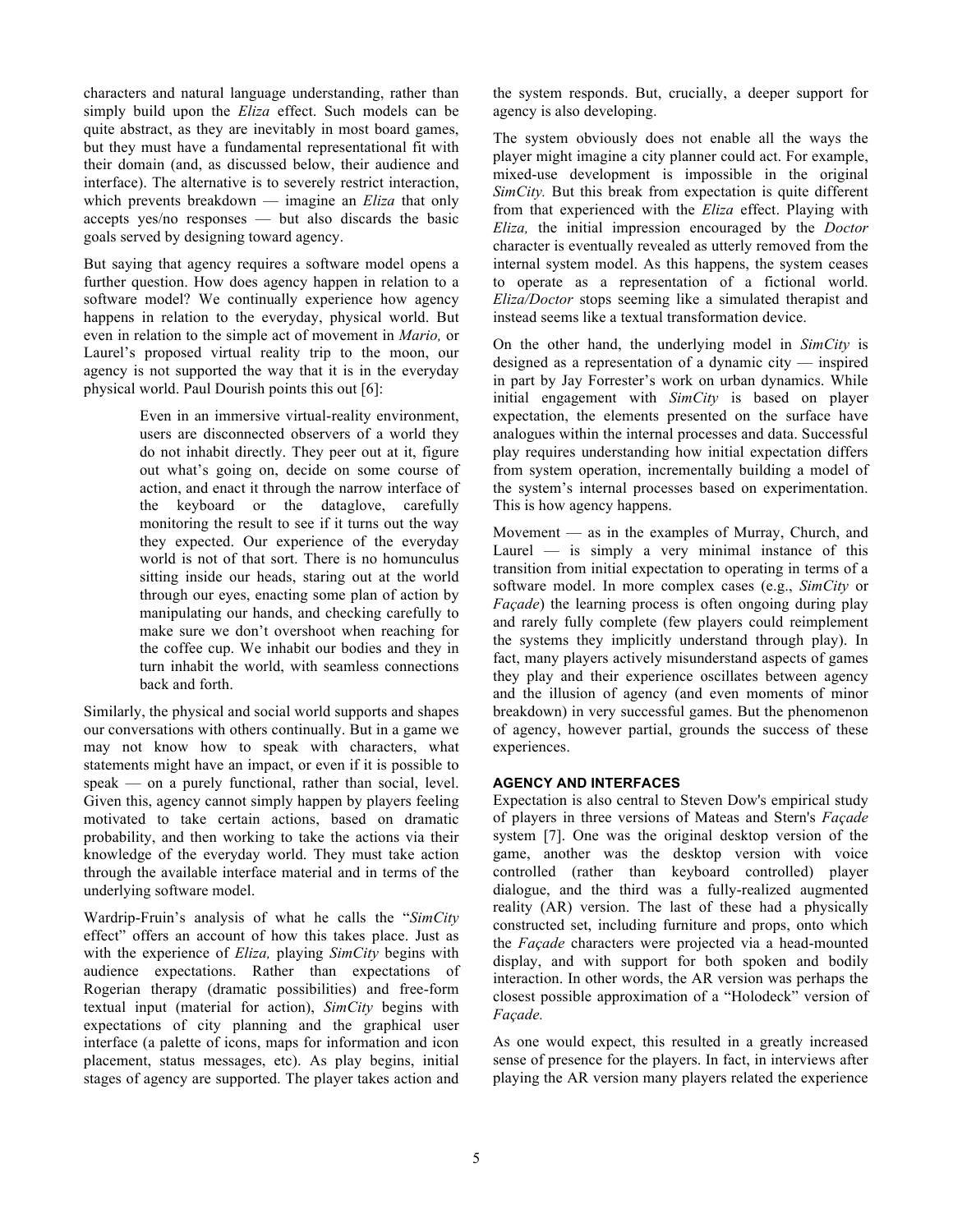characters and natural language understanding, rather than simply build upon the *Eliza* effect. Such models can be quite abstract, as they are inevitably in most board games, but they must have a fundamental representational fit with their domain (and, as discussed below, their audience and interface). The alternative is to severely restrict interaction, which prevents breakdown — imagine an *Eliza* that only accepts yes/no responses — but also discards the basic goals served by designing toward agency.

But saying that agency requires a software model opens a further question. How does agency happen in relation to a software model? We continually experience how agency happens in relation to the everyday, physical world. But even in relation to the simple act of movement in *Mario,* or Laurel's proposed virtual reality trip to the moon, our agency is not supported the way that it is in the everyday physical world. Paul Dourish points this out [6]:

> Even in an immersive virtual-reality environment, users are disconnected observers of a world they do not inhabit directly. They peer out at it, figure out what's going on, decide on some course of action, and enact it through the narrow interface of the keyboard or the dataglove, carefully monitoring the result to see if it turns out the way they expected. Our experience of the everyday world is not of that sort. There is no homunculus sitting inside our heads, staring out at the world through our eyes, enacting some plan of action by manipulating our hands, and checking carefully to make sure we don't overshoot when reaching for the coffee cup. We inhabit our bodies and they in turn inhabit the world, with seamless connections back and forth.

Similarly, the physical and social world supports and shapes our conversations with others continually. But in a game we may not know how to speak with characters, what statements might have an impact, or even if it is possible to speak — on a purely functional, rather than social, level. Given this, agency cannot simply happen by players feeling motivated to take certain actions, based on dramatic probability, and then working to take the actions via their knowledge of the everyday world. They must take action through the available interface material and in terms of the underlying software model.

Wardrip-Fruin's analysis of what he calls the "*SimCity* effect" offers an account of how this takes place. Just as with the experience of *Eliza,* playing *SimCity* begins with audience expectations. Rather than expectations of Rogerian therapy (dramatic possibilities) and free-form textual input (material for action), *SimCity* begins with expectations of city planning and the graphical user interface (a palette of icons, maps for information and icon placement, status messages, etc). As play begins, initial stages of agency are supported. The player takes action and the system responds. But, crucially, a deeper support for agency is also developing.

The system obviously does not enable all the ways the player might imagine a city planner could act. For example, mixed-use development is impossible in the original *SimCity.* But this break from expectation is quite different from that experienced with the *Eliza* effect. Playing with *Eliza,* the initial impression encouraged by the *Doctor* character is eventually revealed as utterly removed from the internal system model. As this happens, the system ceases to operate as a representation of a fictional world. *Eliza/Doctor* stops seeming like a simulated therapist and instead seems like a textual transformation device.

On the other hand, the underlying model in *SimCity* is designed as a representation of a dynamic city — inspired in part by Jay Forrester's work on urban dynamics. While initial engagement with *SimCity* is based on player expectation, the elements presented on the surface have analogues within the internal processes and data. Successful play requires understanding how initial expectation differs from system operation, incrementally building a model of the system's internal processes based on experimentation. This is how agency happens.

Movement — as in the examples of Murray, Church, and Laurel — is simply a very minimal instance of this transition from initial expectation to operating in terms of a software model. In more complex cases (e.g., *SimCity* or *Façade*) the learning process is often ongoing during play and rarely fully complete (few players could reimplement the systems they implicitly understand through play). In fact, many players actively misunderstand aspects of games they play and their experience oscillates between agency and the illusion of agency (and even moments of minor breakdown) in very successful games. But the phenomenon of agency, however partial, grounds the success of these experiences.

## AGENCY AND INTERFACES

Expectation is also central to Steven Dow's empirical study of players in three versions of Mateas and Stern's *Façade* system [7]. One was the original desktop version of the game, another was the desktop version with voice controlled (rather than keyboard controlled) player dialogue, and the third was a fully-realized augmented reality (AR) version. The last of these had a physically constructed set, including furniture and props, onto which the *Façade* characters were projected via a head-mounted display, and with support for both spoken and bodily interaction. In other words, the AR version was perhaps the closest possible approximation of a "Holodeck" version of *Façade.*

As one would expect, this resulted in a greatly increased sense of presence for the players. In fact, in interviews after playing the AR version many players related the experience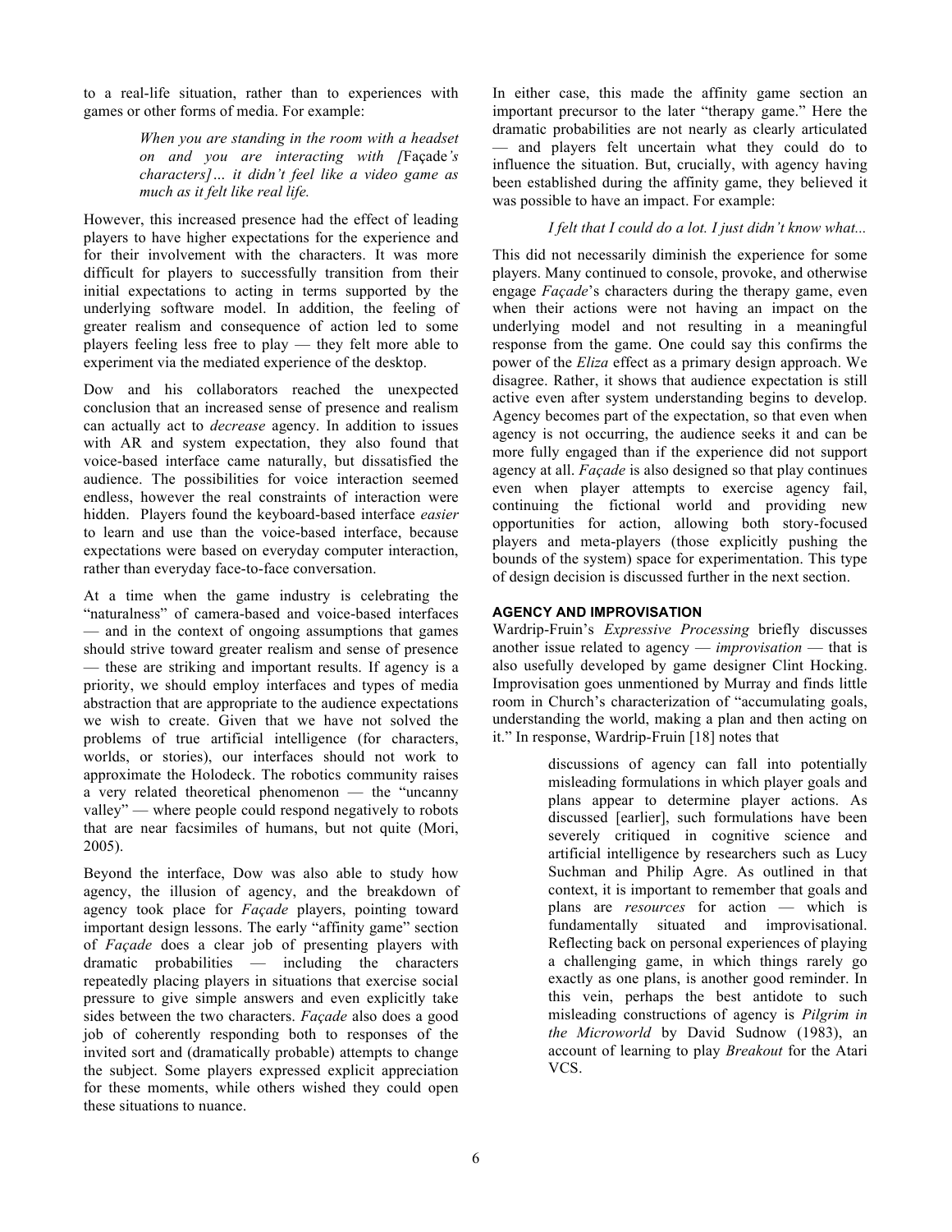to a real-life situation, rather than to experiences with games or other forms of media. For example:

> *When you are standing in the room with a headset on and you are interacting with [*Façade*'s characters]… it didn't feel like a video game as much as it felt like real life.*

However, this increased presence had the effect of leading players to have higher expectations for the experience and for their involvement with the characters. It was more difficult for players to successfully transition from their initial expectations to acting in terms supported by the underlying software model. In addition, the feeling of greater realism and consequence of action led to some players feeling less free to play — they felt more able to experiment via the mediated experience of the desktop.

Dow and his collaborators reached the unexpected conclusion that an increased sense of presence and realism can actually act to *decrease* agency. In addition to issues with AR and system expectation, they also found that voice-based interface came naturally, but dissatisfied the audience. The possibilities for voice interaction seemed endless, however the real constraints of interaction were hidden. Players found the keyboard-based interface *easier* to learn and use than the voice-based interface, because expectations were based on everyday computer interaction, rather than everyday face-to-face conversation.

At a time when the game industry is celebrating the "naturalness" of camera-based and voice-based interfaces — and in the context of ongoing assumptions that games should strive toward greater realism and sense of presence — these are striking and important results. If agency is a priority, we should employ interfaces and types of media abstraction that are appropriate to the audience expectations we wish to create. Given that we have not solved the problems of true artificial intelligence (for characters, worlds, or stories), our interfaces should not work to approximate the Holodeck. The robotics community raises a very related theoretical phenomenon — the "uncanny valley" — where people could respond negatively to robots that are near facsimiles of humans, but not quite (Mori, 2005).

Beyond the interface, Dow was also able to study how agency, the illusion of agency, and the breakdown of agency took place for *Façade* players, pointing toward important design lessons. The early "affinity game" section of *Façade* does a clear job of presenting players with dramatic probabilities — including the characters repeatedly placing players in situations that exercise social pressure to give simple answers and even explicitly take sides between the two characters. *Façade* also does a good job of coherently responding both to responses of the invited sort and (dramatically probable) attempts to change the subject. Some players expressed explicit appreciation for these moments, while others wished they could open these situations to nuance.

In either case, this made the affinity game section an important precursor to the later "therapy game." Here the dramatic probabilities are not nearly as clearly articulated — and players felt uncertain what they could do to influence the situation. But, crucially, with agency having been established during the affinity game, they believed it was possible to have an impact. For example:

> *I felt that I could do a lot. I just didn't know what...*

This did not necessarily diminish the experience for some players. Many continued to console, provoke, and otherwise engage *Façade*'s characters during the therapy game, even when their actions were not having an impact on the underlying model and not resulting in a meaningful response from the game. One could say this confirms the power of the *Eliza* effect as a primary design approach. We disagree. Rather, it shows that audience expectation is still active even after system understanding begins to develop. Agency becomes part of the expectation, so that even when agency is not occurring, the audience seeks it and can be more fully engaged than if the experience did not support agency at all. *Façade* is also designed so that play continues even when player attempts to exercise agency fail, continuing the fictional world and providing new opportunities for action, allowing both story-focused players and meta-players (those explicitly pushing the bounds of the system) space for experimentation. This type of design decision is discussed further in the next section.

## AGENCY AND IMPROVISATION

Wardrip-Fruin's *Expressive Processing* briefly discusses another issue related to agency — *improvisation* — that is also usefully developed by game designer Clint Hocking. Improvisation goes unmentioned by Murray and finds little room in Church's characterization of "accumulating goals, understanding the world, making a plan and then acting on it." In response, Wardrip-Fruin [18] notes that

> discussions of agency can fall into potentially misleading formulations in which player goals and plans appear to determine player actions. As discussed [earlier], such formulations have been severely critiqued in cognitive science and artificial intelligence by researchers such as Lucy Suchman and Philip Agre. As outlined in that context, it is important to remember that goals and plans are *resources* for action — which is fundamentally situated and improvisational. Reflecting back on personal experiences of playing a challenging game, in which things rarely go exactly as one plans, is another good reminder. In this vein, perhaps the best antidote to such misleading constructions of agency is *Pilgrim in the Microworld* by David Sudnow (1983), an account of learning to play *Breakout* for the Atari VCS.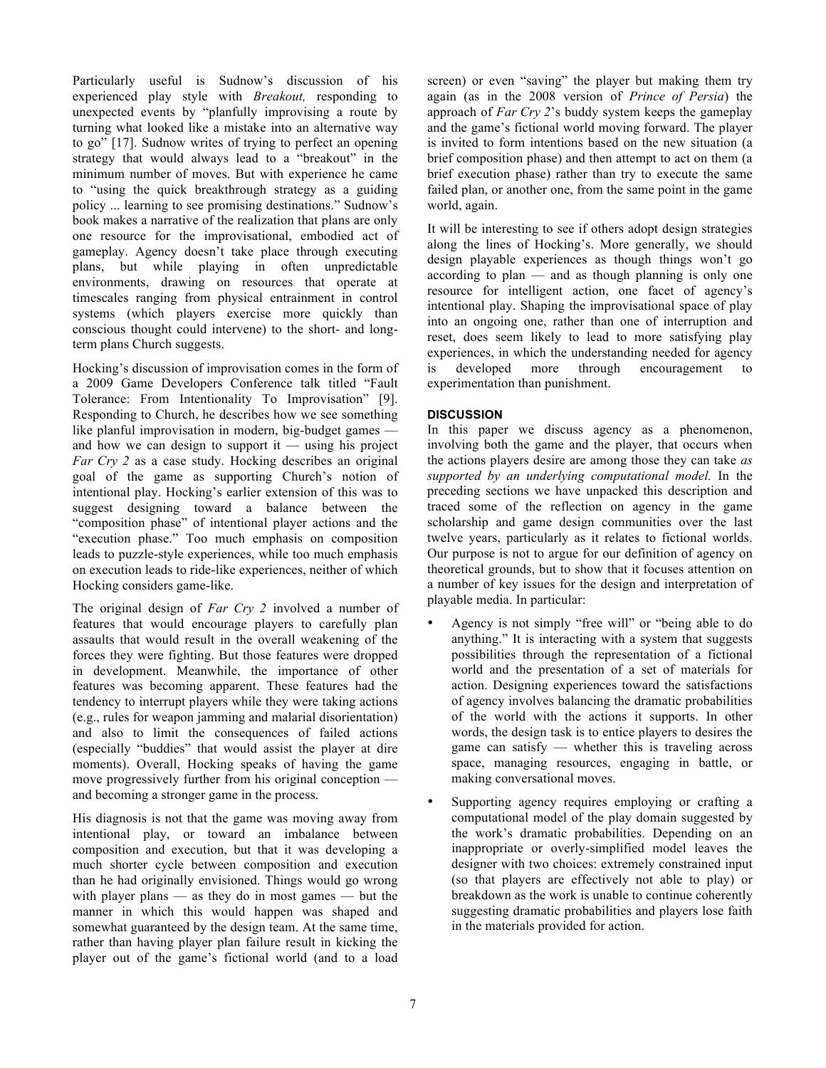Particularly useful is Sudnow's discussion of his experienced play style with *Breakout,* responding to unexpected events by "planfully improvising a route by turning what looked like a mistake into an alternative way to go" [17]. Sudnow writes of trying to perfect an opening strategy that would always lead to a "breakout" in the minimum number of moves. But with experience he came to "using the quick breakthrough strategy as a guiding policy ... learning to see promising destinations." Sudnow's book makes a narrative of the realization that plans are only one resource for the improvisational, embodied act of gameplay. Agency doesn't take place through executing plans, but while playing in often unpredictable environments, drawing on resources that operate at timescales ranging from physical entrainment in control systems (which players exercise more quickly than conscious thought could intervene) to the short- and long-term plans Church suggests.

Hocking's discussion of improvisation comes in the form of a 2009 Game Developers Conference talk titled "Fault Tolerance: From Intentionality To Improvisation" [9]. Responding to Church, he describes how we see something like planful improvisation in modern, big-budget games — and how we can design to support it — using his project *Far Cry 2* as a case study. Hocking describes an original goal of the game as supporting Church's notion of intentional play. Hocking's earlier extension of this was to suggest designing toward a balance between the "composition phase" of intentional player actions and the "execution phase." Too much emphasis on composition leads to puzzle-style experiences, while too much emphasis on execution leads to ride-like experiences, neither of which Hocking considers game-like.

The original design of *Far Cry 2* involved a number of features that would encourage players to carefully plan assaults that would result in the overall weakening of the forces they were fighting. But those features were dropped in development. Meanwhile, the importance of other features was becoming apparent. These features had the tendency to interrupt players while they were taking actions (e.g., rules for weapon jamming and malarial disorientation) and also to limit the consequences of failed actions (especially "buddies" that would assist the player at dire moments). Overall, Hocking speaks of having the game move progressively further from his original conception — and becoming a stronger game in the process.

His diagnosis is not that the game was moving away from intentional play, or toward an imbalance between composition and execution, but that it was developing a much shorter cycle between composition and execution than he had originally envisioned. Things would go wrong with player plans — as they do in most games — but the manner in which this would happen was shaped and somewhat guaranteed by the design team. At the same time, rather than having player plan failure result in kicking the player out of the game's fictional world (and to a load screen) or even "saving" the player but making them try again (as in the 2008 version of *Prince of Persia*) the approach of *Far Cry 2*'s buddy system keeps the gameplay and the game's fictional world moving forward. The player is invited to form intentions based on the new situation (a brief composition phase) and then attempt to act on them (a brief execution phase) rather than try to execute the same failed plan, or another one, from the same point in the game world, again.

It will be interesting to see if others adopt design strategies along the lines of Hocking's. More generally, we should design playable experiences as though things won't go according to plan — and as though planning is only one resource for intelligent action, one facet of agency's intentional play. Shaping the improvisational space of play into an ongoing one, rather than one of interruption and reset, does seem likely to lead to more satisfying play experiences, in which the understanding needed for agency is developed more through encouragement to experimentation than punishment.

## DISCUSSION

In this paper we discuss agency as a phenomenon, involving both the game and the player, that occurs when the actions players desire are among those they can take *as supported by an underlying computational model.* In the preceding sections we have unpacked this description and traced some of the reflection on agency in the game scholarship and game design communities over the last twelve years, particularly as it relates to fictional worlds. Our purpose is not to argue for our definition of agency on theoretical grounds, but to show that it focuses attention on a number of key issues for the design and interpretation of playable media. In particular:

- Agency is not simply "free will" or "being able to do anything." It is interacting with a system that suggests possibilities through the representation of a fictional world and the presentation of a set of materials for action. Designing experiences toward the satisfactions of agency involves balancing the dramatic probabilities of the world with the actions it supports. In other words, the design task is to entice players to desires the game can satisfy — whether this is traveling across space, managing resources, engaging in battle, or making conversational moves.
- Supporting agency requires employing or crafting a computational model of the play domain suggested by the work's dramatic probabilities. Depending on an inappropriate or overly-simplified model leaves the designer with two choices: extremely constrained input (so that players are effectively not able to play) or breakdown as the work is unable to continue coherently suggesting dramatic probabilities and players lose faith in the materials provided for action.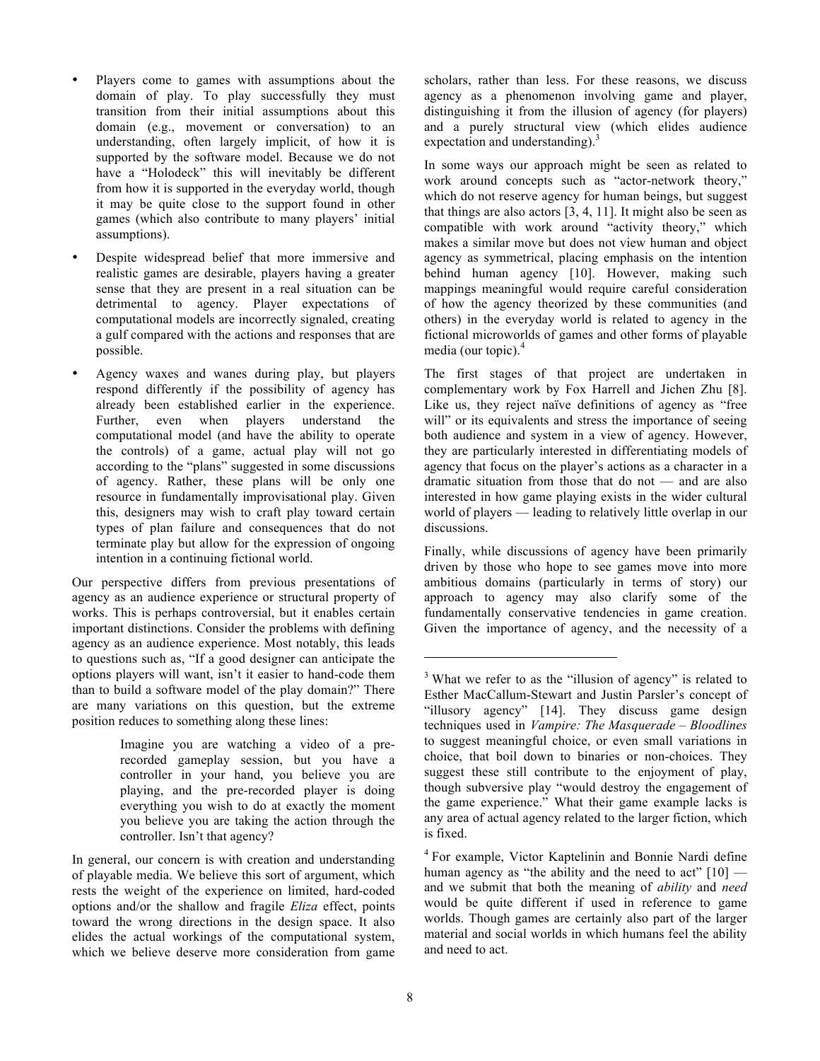- Players come to games with assumptions about the domain of play. To play successfully they must transition from their initial assumptions about this domain (e.g., movement or conversation) to an understanding, often largely implicit, of how it is supported by the software model. Because we do not have a "Holodeck" this will inevitably be different from how it is supported in the everyday world, though it may be quite close to the support found in other games (which also contribute to many players' initial assumptions).
- Despite widespread belief that more immersive and realistic games are desirable, players having a greater sense that they are present in a real situation can be detrimental to agency. Player expectations of computational models are incorrectly signaled, creating a gulf compared with the actions and responses that are possible.
- Agency waxes and wanes during play, but players respond differently if the possibility of agency has already been established earlier in the experience. Further, even when players understand the computational model (and have the ability to operate the controls) of a game, actual play will not go according to the "plans" suggested in some discussions of agency. Rather, these plans will be only one resource in fundamentally improvisational play. Given this, designers may wish to craft play toward certain types of plan failure and consequences that do not terminate play but allow for the expression of ongoing intention in a continuing fictional world.

Our perspective differs from previous presentations of agency as an audience experience or structural property of works. This is perhaps controversial, but it enables certain important distinctions. Consider the problems with defining agency as an audience experience. Most notably, this leads to questions such as, "If a good designer can anticipate the options players will want, isn't it easier to hand-code them than to build a software model of the play domain?" There are many variations on this question, but the extreme position reduces to something along these lines:

> Imagine you are watching a video of a pre-recorded gameplay session, but you have a controller in your hand, you believe you are playing, and the pre-recorded player is doing everything you wish to do at exactly the moment you believe you are taking the action through the controller. Isn't that agency?

In general, our concern is with creation and understanding of playable media. We believe this sort of argument, which rests the weight of the experience on limited, hard-coded options and/or the shallow and fragile *Eliza* effect, points toward the wrong directions in the design space. It also elides the actual workings of the computational system, which we believe deserve more consideration from game scholars, rather than less. For these reasons, we discuss agency as a phenomenon involving game and player, distinguishing it from the illusion of agency (for players) and a purely structural view (which elides audience expectation and understanding).[3]

In some ways our approach might be seen as related to work around concepts such as "actor-network theory," which do not reserve agency for human beings, but suggest that things are also actors [3, 4, 11]. It might also be seen as compatible with work around "activity theory," which makes a similar move but does not view human and object agency as symmetrical, placing emphasis on the intention behind human agency [10]. However, making such mappings meaningful would require careful consideration of how the agency theorized by these communities (and others) in the everyday world is related to agency in the fictional microworlds of games and other forms of playable media (our topic).[4]

The first stages of that project are undertaken in complementary work by Fox Harrell and Jichen Zhu [8]. Like us, they reject naïve definitions of agency as "free will" or its equivalents and stress the importance of seeing both audience and system in a view of agency. However, they are particularly interested in differentiating models of agency that focus on the player's actions as a character in a dramatic situation from those that do not — and are also interested in how game playing exists in the wider cultural world of players — leading to relatively little overlap in our discussions.

Finally, while discussions of agency have been primarily driven by those who hope to see games move into more ambitious domains (particularly in terms of story) our approach to agency may also clarify some of the fundamentally conservative tendencies in game creation. Given the importance of agency, and the necessity of a

---

[3] What we refer to as the "illusion of agency" is related to Esther MacCallum-Stewart and Justin Parsler's concept of "illusory agency" [14]. They discuss game design techniques used in *Vampire: The Masquerade – Bloodlines* to suggest meaningful choice, or even small variations in choice, that boil down to binaries or non-choices. They suggest these still contribute to the enjoyment of play, though subversive play "would destroy the engagement of the game experience." What their game example lacks is any area of actual agency related to the larger fiction, which is fixed.

[4] For example, Victor Kaptelinin and Bonnie Nardi define human agency as "the ability and the need to act" [10] — and we submit that both the meaning of *ability* and *need* would be quite different if used in reference to game worlds. Though games are certainly also part of the larger material and social worlds in which humans feel the ability and need to act.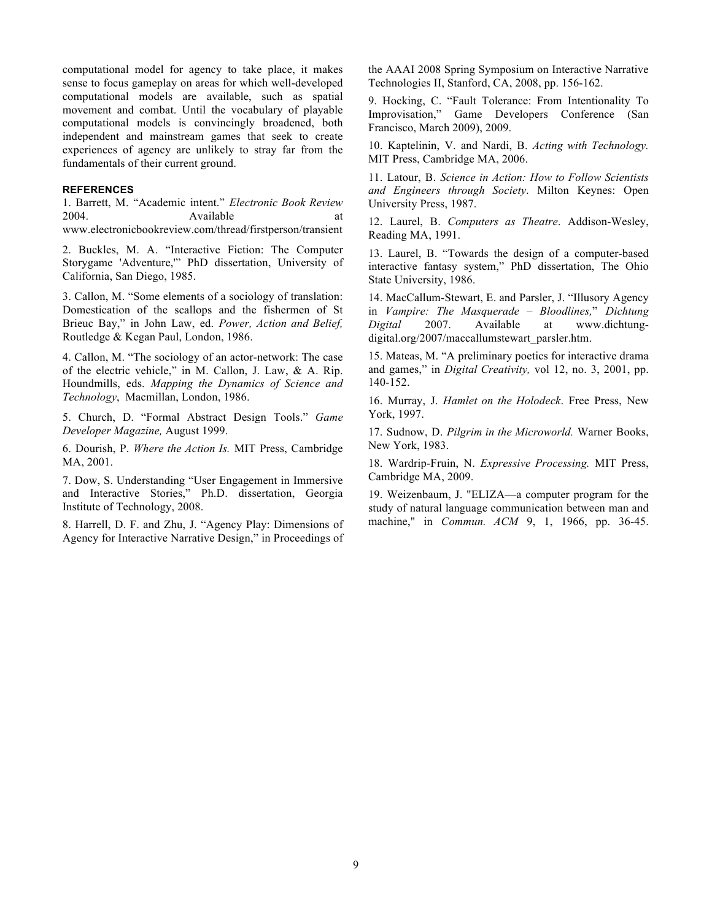computational model for agency to take place, it makes sense to focus gameplay on areas for which well-developed computational models are available, such as spatial movement and combat. Until the vocabulary of playable computational models is convincingly broadened, both independent and mainstream games that seek to create experiences of agency are unlikely to stray far from the fundamentals of their current ground.

## REFERENCES

1. Barrett, M. "Academic intent." *Electronic Book Review* 2004. Available at www.electronicbookreview.com/thread/firstperson/transient

2. Buckles, M. A. "Interactive Fiction: The Computer Storygame 'Adventure,'" PhD dissertation, University of California, San Diego, 1985.

3. Callon, M. "Some elements of a sociology of translation: Domestication of the scallops and the fishermen of St Brieuc Bay," in John Law, ed. *Power, Action and Belief,* Routledge & Kegan Paul, London, 1986.

4. Callon, M. "The sociology of an actor-network: The case of the electric vehicle," in M. Callon, J. Law, & A. Rip. Houndmills, eds. *Mapping the Dynamics of Science and Technology*, Macmillan, London, 1986.

5. Church, D. "Formal Abstract Design Tools." *Game Developer Magazine,* August 1999.

6. Dourish, P. *Where the Action Is.* MIT Press, Cambridge MA, 2001.

7. Dow, S. Understanding "User Engagement in Immersive and Interactive Stories," Ph.D. dissertation, Georgia Institute of Technology, 2008.

8. Harrell, D. F. and Zhu, J. "Agency Play: Dimensions of Agency for Interactive Narrative Design," in Proceedings of the AAAI 2008 Spring Symposium on Interactive Narrative Technologies II, Stanford, CA, 2008, pp. 156-162.

9. Hocking, C. "Fault Tolerance: From Intentionality To Improvisation," Game Developers Conference (San Francisco, March 2009), 2009.

10. Kaptelinin, V. and Nardi, B. *Acting with Technology.* MIT Press, Cambridge MA, 2006.

11. Latour, B. *Science in Action: How to Follow Scientists and Engineers through Society*. Milton Keynes: Open University Press, 1987.

12. Laurel, B. *Computers as Theatre*. Addison-Wesley, Reading MA, 1991.

13. Laurel, B. "Towards the design of a computer-based interactive fantasy system," PhD dissertation, The Ohio State University, 1986.

14. MacCallum-Stewart, E. and Parsler, J. "Illusory Agency in *Vampire: The Masquerade – Bloodlines,*" *Dichtung Digital* 2007. Available at www.dichtung-digital.org/2007/maccallumstewart_parsler.htm.

15. Mateas, M. "A preliminary poetics for interactive drama and games," in *Digital Creativity,* vol 12, no. 3, 2001, pp. 140-152.

16. Murray, J. *Hamlet on the Holodeck*. Free Press, New York, 1997.

17. Sudnow, D. *Pilgrim in the Microworld.* Warner Books, New York, 1983.

18. Wardrip-Fruin, N. *Expressive Processing.* MIT Press, Cambridge MA, 2009.

19. Weizenbaum, J. "ELIZA—a computer program for the study of natural language communication between man and machine," in *Commun. ACM* 9, 1, 1966, pp. 36-45.